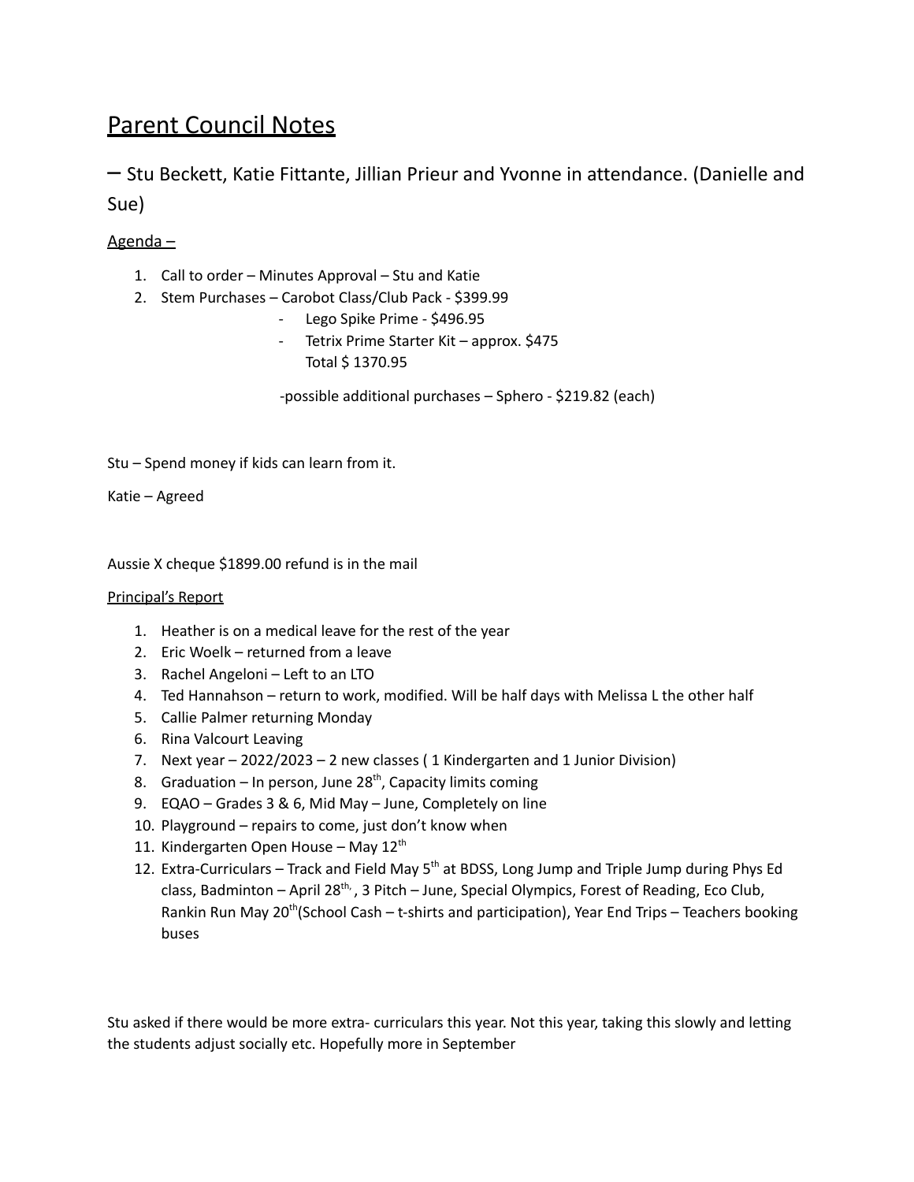# Parent Council Notes

– Stu Beckett, Katie Fittante, Jillian Prieur and Yvonne in attendance. (Danielle and Sue)

Agenda –

1. Call to order – Minutes Approval – Stu and Katie
2. Stem Purchases – Carobot Class/Club Pack - $399.99
   - Lego Spike Prime - $496.95
   - Tetrix Prime Starter Kit – approx. $475
     Total $ 1370.95

   -possible additional purchases – Sphero - $219.82 (each)

Stu – Spend money if kids can learn from it.

Katie – Agreed

Aussie X cheque $1899.00 refund is in the mail

Principal's Report

1. Heather is on a medical leave for the rest of the year
2. Eric Woelk – returned from a leave
3. Rachel Angeloni – Left to an LTO
4. Ted Hannahson – return to work, modified. Will be half days with Melissa L the other half
5. Callie Palmer returning Monday
6. Rina Valcourt Leaving
7. Next year – 2022/2023 – 2 new classes ( 1 Kindergarten and 1 Junior Division)
8. Graduation – In person, June 28th, Capacity limits coming
9. EQAO – Grades 3 & 6, Mid May – June, Completely on line
10. Playground – repairs to come, just don't know when
11. Kindergarten Open House – May 12th
12. Extra-Curriculars – Track and Field May 5th at BDSS, Long Jump and Triple Jump during Phys Ed class, Badminton – April 28th, , 3 Pitch – June, Special Olympics, Forest of Reading, Eco Club, Rankin Run May 20th(School Cash – t-shirts and participation), Year End Trips – Teachers booking buses

Stu asked if there would be more extra- curriculars this year. Not this year, taking this slowly and letting the students adjust socially etc. Hopefully more in September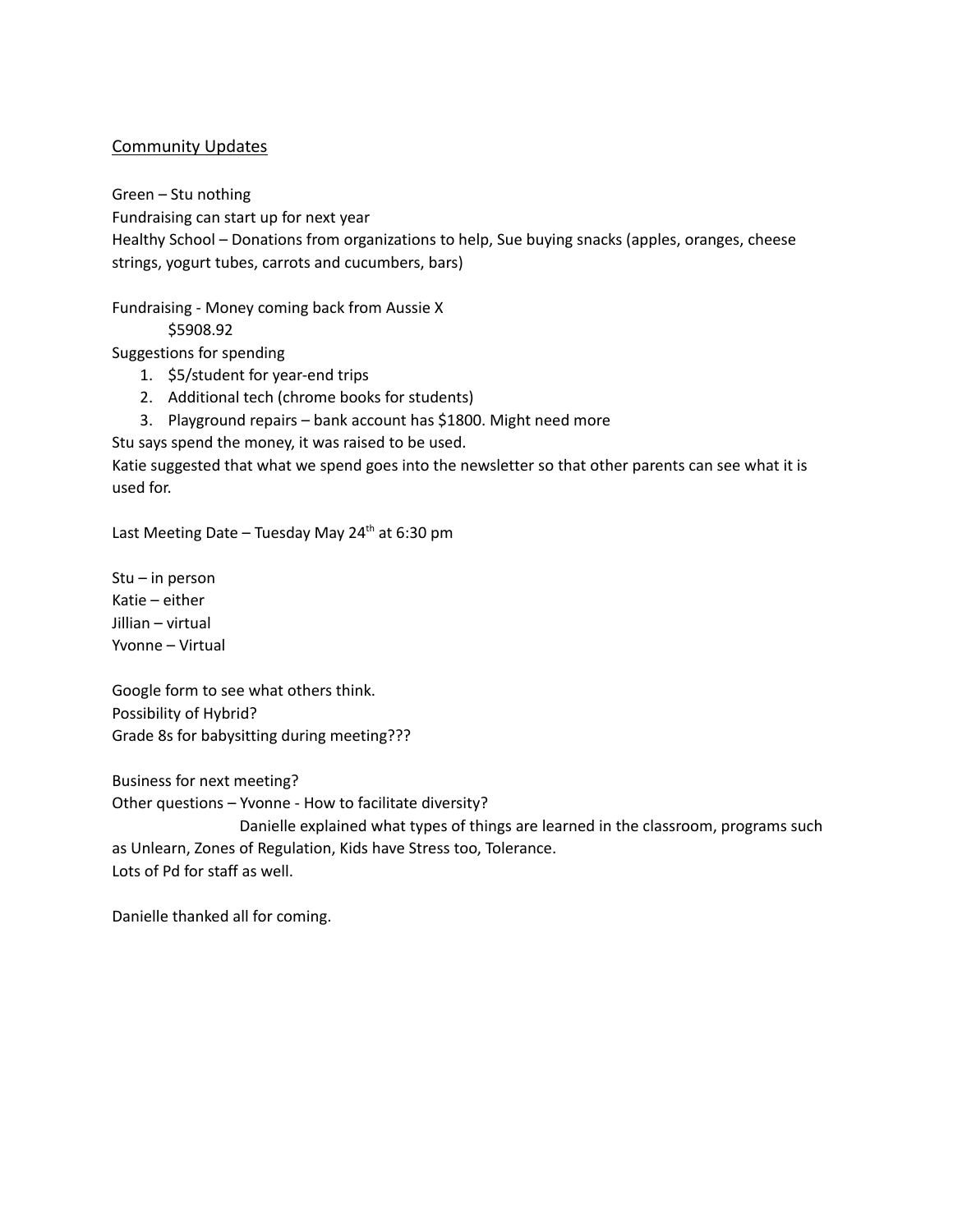## Community Updates

Green – Stu nothing

Fundraising can start up for next year

Healthy School – Donations from organizations to help, Sue buying snacks (apples, oranges, cheese strings, yogurt tubes, carrots and cucumbers, bars)

Fundraising - Money coming back from Aussie X

$5908.92

Suggestions for spending

1. $5/student for year-end trips
2. Additional tech (chrome books for students)
3. Playground repairs – bank account has $1800. Might need more

Stu says spend the money, it was raised to be used.

Katie suggested that what we spend goes into the newsletter so that other parents can see what it is used for.

Last Meeting Date – Tuesday May 24th at 6:30 pm

Stu – in person

Katie – either

Jillian – virtual

Yvonne – Virtual

Google form to see what others think.

Possibility of Hybrid?

Grade 8s for babysitting during meeting???

Business for next meeting?

Other questions – Yvonne - How to facilitate diversity?

Danielle explained what types of things are learned in the classroom, programs such as Unlearn, Zones of Regulation, Kids have Stress too, Tolerance.

Lots of Pd for staff as well.

Danielle thanked all for coming.